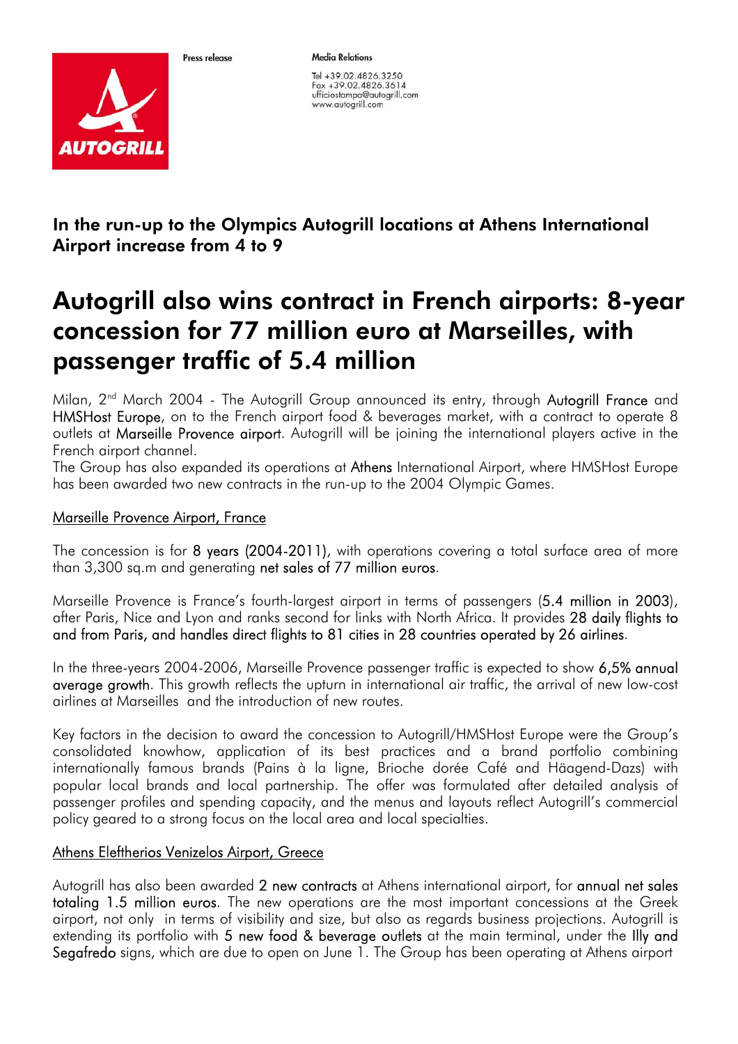Press release

**Media Relations**

Tel +39.02.4826.3250
Fax +39.02.4826.3614
ufficiostampa@autogrill.com
www.autogrill.com

## In the run-up to the Olympics Autogrill locations at Athens International Airport increase from 4 to 9

# Autogrill also wins contract in French airports: 8-year concession for 77 million euro at Marseilles, with passenger traffic of 5.4 million

Milan, 2nd March 2004 - The Autogrill Group announced its entry, through Autogrill France and HMSHost Europe, on to the French airport food & beverages market, with a contract to operate 8 outlets at Marseille Provence airport. Autogrill will be joining the international players active in the French airport channel.
The Group has also expanded its operations at Athens International Airport, where HMSHost Europe has been awarded two new contracts in the run-up to the 2004 Olympic Games.

Marseille Provence Airport, France

The concession is for 8 years (2004-2011), with operations covering a total surface area of more than 3,300 sq.m and generating net sales of 77 million euros.

Marseille Provence is France's fourth-largest airport in terms of passengers (5.4 million in 2003), after Paris, Nice and Lyon and ranks second for links with North Africa. It provides 28 daily flights to and from Paris, and handles direct flights to 81 cities in 28 countries operated by 26 airlines.

In the three-years 2004-2006, Marseille Provence passenger traffic is expected to show 6,5% annual average growth. This growth reflects the upturn in international air traffic, the arrival of new low-cost airlines at Marseilles and the introduction of new routes.

Key factors in the decision to award the concession to Autogrill/HMSHost Europe were the Group's consolidated knowhow, application of its best practices and a brand portfolio combining internationally famous brands (Pains à la ligne, Brioche dorée Café and Häagend-Dazs) with popular local brands and local partnership. The offer was formulated after detailed analysis of passenger profiles and spending capacity, and the menus and layouts reflect Autogrill's commercial policy geared to a strong focus on the local area and local specialties.

Athens Eleftherios Venizelos Airport, Greece

Autogrill has also been awarded 2 new contracts at Athens international airport, for annual net sales totaling 1.5 million euros. The new operations are the most important concessions at the Greek airport, not only in terms of visibility and size, but also as regards business projections. Autogrill is extending its portfolio with 5 new food & beverage outlets at the main terminal, under the Illy and Segafredo signs, which are due to open on June 1. The Group has been operating at Athens airport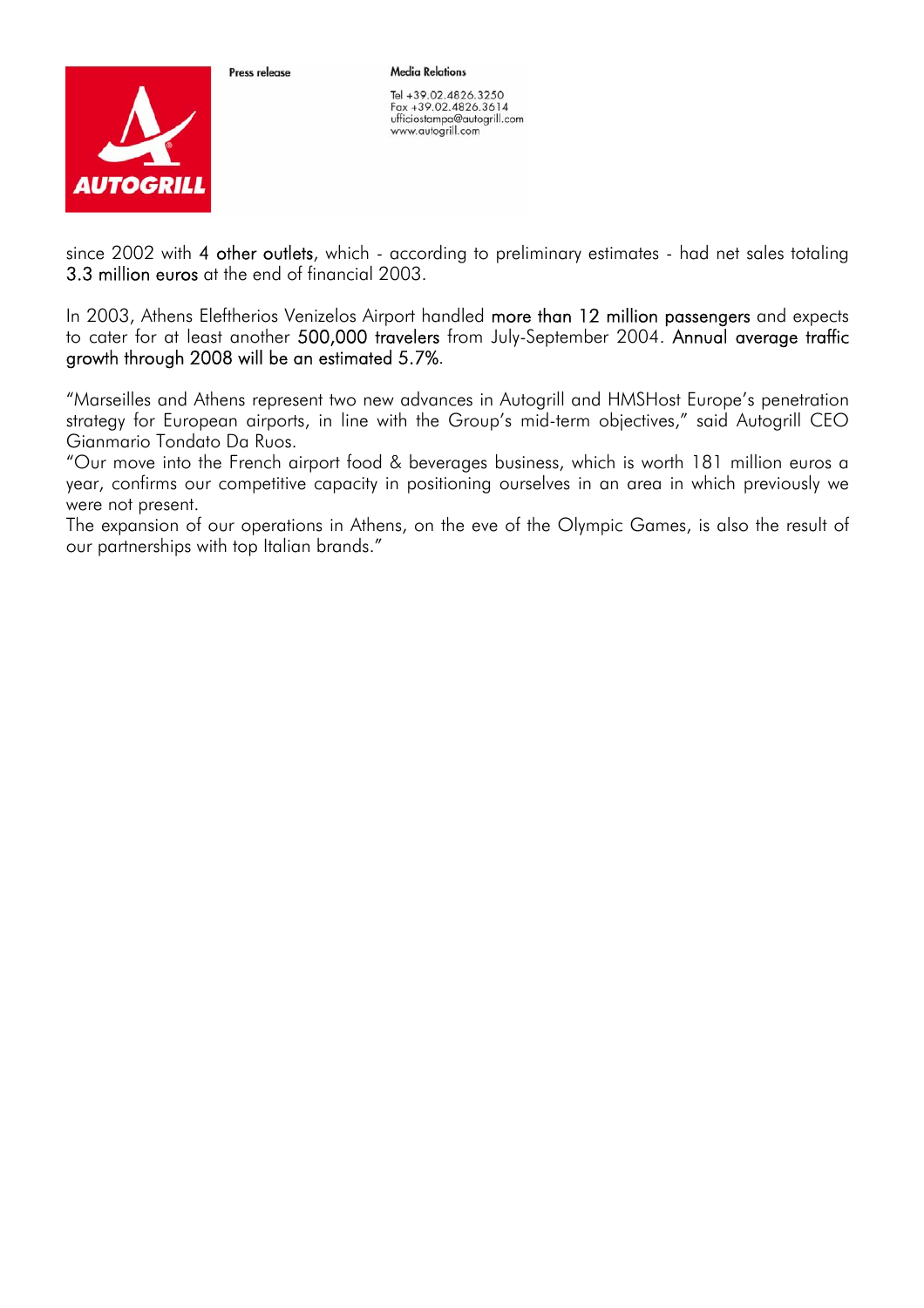since 2002 with **4 other outlets**, which - according to preliminary estimates - had net sales totaling **3.3 million euros** at the end of financial 2003.

In 2003, Athens Eleftherios Venizelos Airport handled **more than 12 million passengers** and expects to cater for at least another **500,000 travelers** from July-September 2004. **Annual average traffic growth through 2008 will be an estimated 5.7%**.

"Marseilles and Athens represent two new advances in Autogrill and HMSHost Europe's penetration strategy for European airports, in line with the Group's mid-term objectives," said Autogrill CEO Gianmario Tondato Da Ruos.

"Our move into the French airport food & beverages business, which is worth 181 million euros a year, confirms our competitive capacity in positioning ourselves in an area in which previously we were not present.

The expansion of our operations in Athens, on the eve of the Olympic Games, is also the result of our partnerships with top Italian brands."